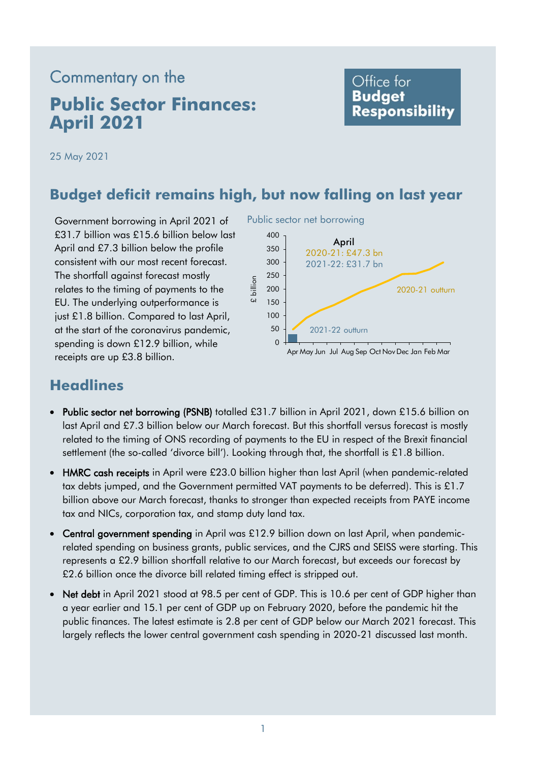Commentary on the

# Public Sector Finances: April 2021

Office for **Budget Responsibility**

25 May 2021

## Budget deficit remains high, but now falling on last year

Government borrowing in April 2021 of £31.7 billion was £15.6 billion below last April and £7.3 billion below the profile consistent with our most recent forecast. The shortfall against forecast mostly relates to the timing of payments to the EU. The underlying outperformance is just £1.8 billion. Compared to last April, at the start of the coronavirus pandemic, spending is down £12.9 billion, while receipts are up £3.8 billion.

Public sector net borrowing

April
2020-21: £47.3 bn
2021-22: £31.7 bn

## Headlines

- **Public sector net borrowing (PSNB)** totalled £31.7 billion in April 2021, down £15.6 billion on last April and £7.3 billion below our March forecast. But this shortfall versus forecast is mostly related to the timing of ONS recording of payments to the EU in respect of the Brexit financial settlement (the so-called 'divorce bill'). Looking through that, the shortfall is £1.8 billion.
- **HMRC cash receipts** in April were £23.0 billion higher than last April (when pandemic-related tax debts jumped, and the Government permitted VAT payments to be deferred). This is £1.7 billion above our March forecast, thanks to stronger than expected receipts from PAYE income tax and NICs, corporation tax, and stamp duty land tax.
- **Central government spending** in April was £12.9 billion down on last April, when pandemic-related spending on business grants, public services, and the CJRS and SEISS were starting. This represents a £2.9 billion shortfall relative to our March forecast, but exceeds our forecast by £2.6 billion once the divorce bill related timing effect is stripped out.
- **Net debt** in April 2021 stood at 98.5 per cent of GDP. This is 10.6 per cent of GDP higher than a year earlier and 15.1 per cent of GDP up on February 2020, before the pandemic hit the public finances. The latest estimate is 2.8 per cent of GDP below our March 2021 forecast. This largely reflects the lower central government cash spending in 2020-21 discussed last month.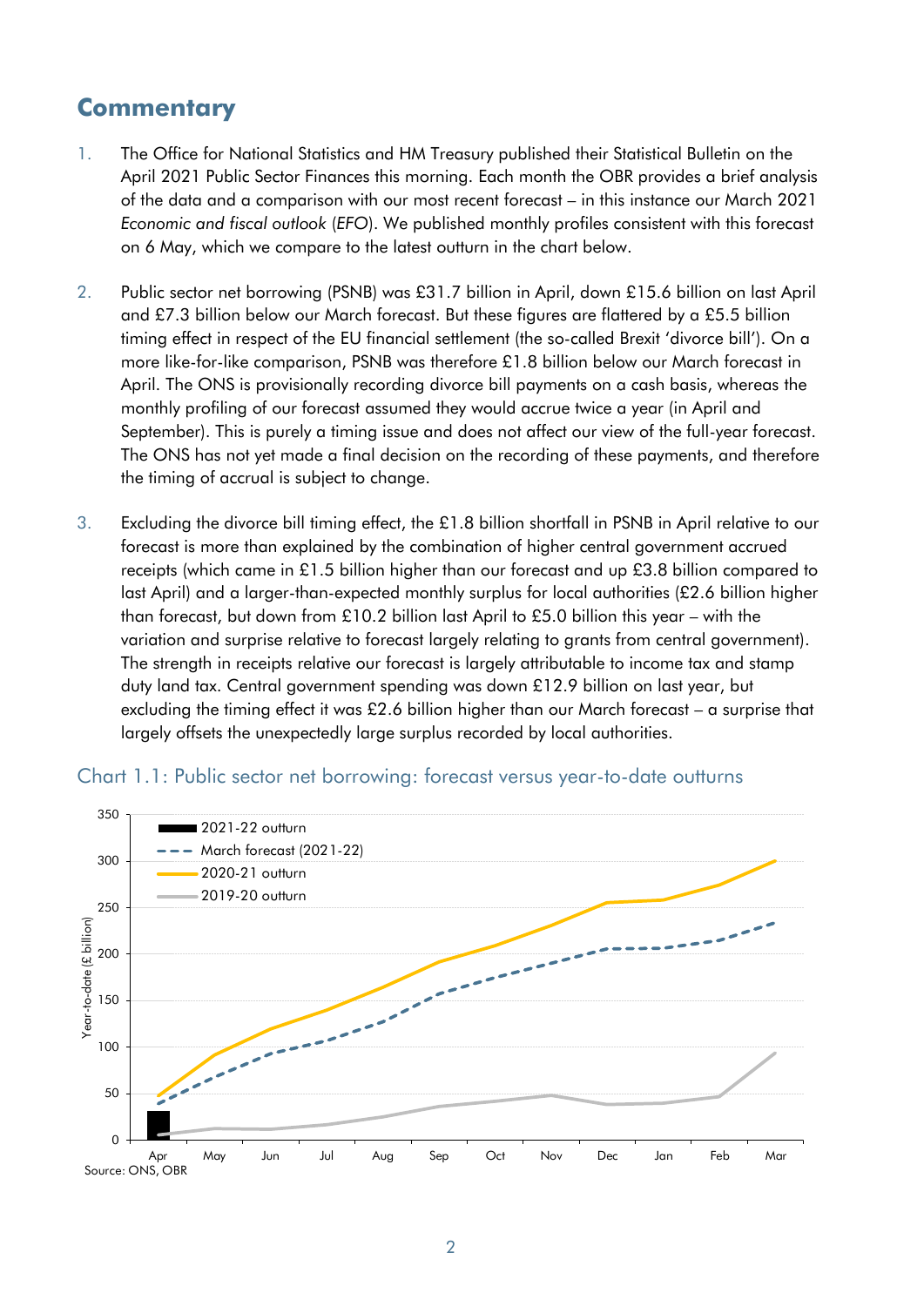## Commentary

1. The Office for National Statistics and HM Treasury published their Statistical Bulletin on the April 2021 Public Sector Finances this morning. Each month the OBR provides a brief analysis of the data and a comparison with our most recent forecast – in this instance our March 2021 *Economic and fiscal outlook* (*EFO*). We published monthly profiles consistent with this forecast on 6 May, which we compare to the latest outturn in the chart below.

2. Public sector net borrowing (PSNB) was £31.7 billion in April, down £15.6 billion on last April and £7.3 billion below our March forecast. But these figures are flattered by a £5.5 billion timing effect in respect of the EU financial settlement (the so-called Brexit 'divorce bill'). On a more like-for-like comparison, PSNB was therefore £1.8 billion below our March forecast in April. The ONS is provisionally recording divorce bill payments on a cash basis, whereas the monthly profiling of our forecast assumed they would accrue twice a year (in April and September). This is purely a timing issue and does not affect our view of the full-year forecast. The ONS has not yet made a final decision on the recording of these payments, and therefore the timing of accrual is subject to change.

3. Excluding the divorce bill timing effect, the £1.8 billion shortfall in PSNB in April relative to our forecast is more than explained by the combination of higher central government accrued receipts (which came in £1.5 billion higher than our forecast and up £3.8 billion compared to last April) and a larger-than-expected monthly surplus for local authorities (£2.6 billion higher than forecast, but down from £10.2 billion last April to £5.0 billion this year – with the variation and surprise relative to forecast largely relating to grants from central government). The strength in receipts relative our forecast is largely attributable to income tax and stamp duty land tax. Central government spending was down £12.9 billion on last year, but excluding the timing effect it was £2.6 billion higher than our March forecast – a surprise that largely offsets the unexpectedly large surplus recorded by local authorities.

Chart 1.1: Public sector net borrowing: forecast versus year-to-date outturns

Source: ONS, OBR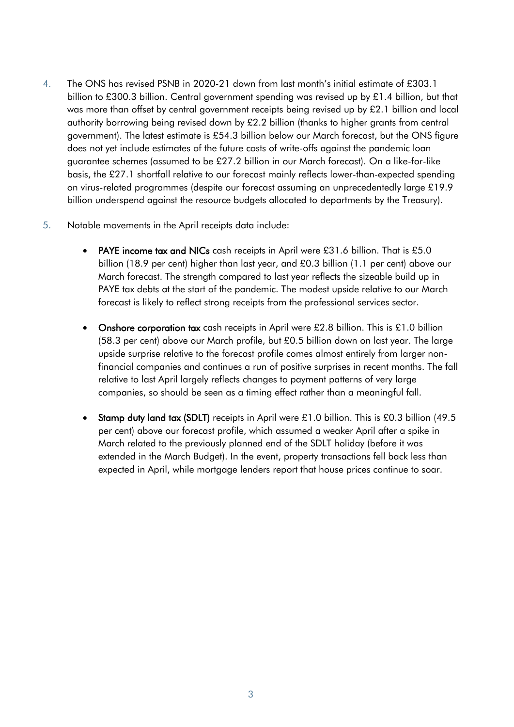4. The ONS has revised PSNB in 2020-21 down from last month's initial estimate of £303.1 billion to £300.3 billion. Central government spending was revised up by £1.4 billion, but that was more than offset by central government receipts being revised up by £2.1 billion and local authority borrowing being revised down by £2.2 billion (thanks to higher grants from central government). The latest estimate is £54.3 billion below our March forecast, but the ONS figure does not yet include estimates of the future costs of write-offs against the pandemic loan guarantee schemes (assumed to be £27.2 billion in our March forecast). On a like-for-like basis, the £27.1 shortfall relative to our forecast mainly reflects lower-than-expected spending on virus-related programmes (despite our forecast assuming an unprecedentedly large £19.9 billion underspend against the resource budgets allocated to departments by the Treasury).

5. Notable movements in the April receipts data include:

   - **PAYE income tax and NICs** cash receipts in April were £31.6 billion. That is £5.0 billion (18.9 per cent) higher than last year, and £0.3 billion (1.1 per cent) above our March forecast. The strength compared to last year reflects the sizeable build up in PAYE tax debts at the start of the pandemic. The modest upside relative to our March forecast is likely to reflect strong receipts from the professional services sector.

   - **Onshore corporation tax** cash receipts in April were £2.8 billion. This is £1.0 billion (58.3 per cent) above our March profile, but £0.5 billion down on last year. The large upside surprise relative to the forecast profile comes almost entirely from larger non-financial companies and continues a run of positive surprises in recent months. The fall relative to last April largely reflects changes to payment patterns of very large companies, so should be seen as a timing effect rather than a meaningful fall.

   - **Stamp duty land tax (SDLT)** receipts in April were £1.0 billion. This is £0.3 billion (49.5 per cent) above our forecast profile, which assumed a weaker April after a spike in March related to the previously planned end of the SDLT holiday (before it was extended in the March Budget). In the event, property transactions fell back less than expected in April, while mortgage lenders report that house prices continue to soar.